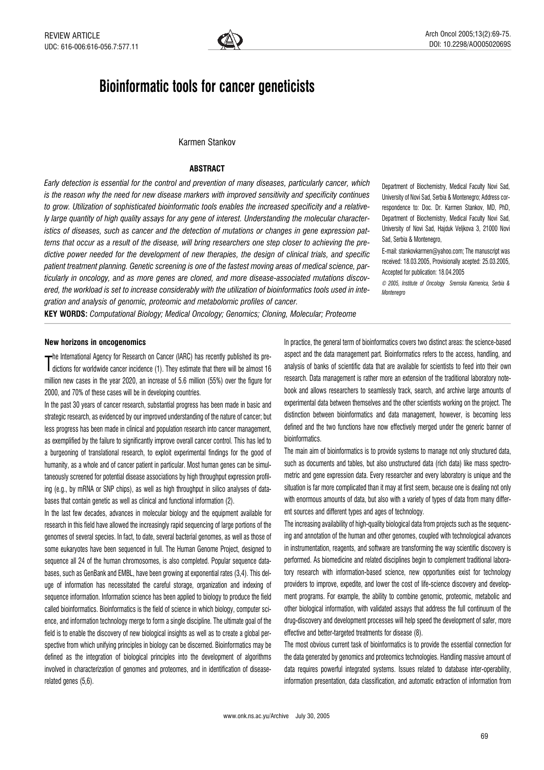REVIEW ARTICLE

UDC: 616-006:616-056.7:577.11

# Bioinformatic tools for cancer geneticists

Karmen Stankov

**ABSTRACT**

*Early detection is essential for the control and prevention of many diseases, particularly cancer, which is the reason why the need for new disease markers with improved sensitivity and specificity continues to grow. Utilization of sophisticated bioinformatic tools enables the increased specificity and a relatively large quantity of high quality assays for any gene of interest. Understanding the molecular characteristics of diseases, such as cancer and the detection of mutations or changes in gene expression patterns that occur as a result of the disease, will bring researchers one step closer to achieving the predictive power needed for the development of new therapies, the design of clinical trials, and specific patient treatment planning. Genetic screening is one of the fastest moving areas of medical science, particularly in oncology, and as more genes are cloned, and more disease-associated mutations discovered, the workload is set to increase considerably with the utilization of bioinformatics tools used in integration and analysis of genomic, proteomic and metabolomic profiles of cancer.*

**KEY WORDS:** *Computational Biology; Medical Oncology; Genomics; Cloning, Molecular; Proteome*

Department of Biochemistry, Medical Faculty Novi Sad, University of Novi Sad, Serbia & Montenegro; Address correspondence to: Doc. Dr. Karmen Stankov, MD, PhD, Department of Biochemistry, Medical Faculty Novi Sad, University of Novi Sad, Hajduk Veljkova 3, 21000 Novi Sad, Serbia & Montenegro,

E-mail: stankovkarmen@yahoo.com; The manuscript was received: 18.03.2005, Provisionally acepted: 25.03.2005, Accepted for publication: 18.04.2005

© 2005, Institute of Oncology Sremska Kamenica, Serbia & Montenegro

## New horizons in oncogenomics

The International Agency for Research on Cancer (IARC) has recently published its predictions for worldwide cancer incidence (1). They estimate that there will be almost 16 million new cases in the year 2020, an increase of 5.6 million (55%) over the figure for 2000, and 70% of these cases will be in developing countries.

In the past 30 years of cancer research, substantial progress has been made in basic and strategic research, as evidenced by our improved understanding of the nature of cancer; but less progress has been made in clinical and population research into cancer management, as exemplified by the failure to significantly improve overall cancer control. This has led to a burgeoning of translational research, to exploit experimental findings for the good of humanity, as a whole and of cancer patient in particular. Most human genes can be simultaneously screened for potential disease associations by high throughput expression profiling (e.g., by mRNA or SNP chips), as well as high throughput in silico analyses of databases that contain genetic as well as clinical and functional information (2).

In the last few decades, advances in molecular biology and the equipment available for research in this field have allowed the increasingly rapid sequencing of large portions of the genomes of several species. In fact, to date, several bacterial genomes, as well as those of some eukaryotes have been sequenced in full. The Human Genome Project, designed to sequence all 24 of the human chromosomes, is also completed. Popular sequence databases, such as GenBank and EMBL, have been growing at exponential rates (3,4). This deluge of information has necessitated the careful storage, organization and indexing of sequence information. Information science has been applied to biology to produce the field called bioinformatics. Bioinformatics is the field of science in which biology, computer science, and information technology merge to form a single discipline. The ultimate goal of the field is to enable the discovery of new biological insights as well as to create a global perspective from which unifying principles in biology can be discerned. Bioinformatics may be defined as the integration of biological principles into the development of algorithms involved in characterization of genomes and proteomes, and in identification of disease-related genes (5,6).

In practice, the general term of bioinformatics covers two distinct areas: the science-based aspect and the data management part. Bioinformatics refers to the access, handling, and analysis of banks of scientific data that are available for scientists to feed into their own research. Data management is rather more an extension of the traditional laboratory notebook and allows researchers to seamlessly track, search, and archive large amounts of experimental data between themselves and the other scientists working on the project. The distinction between bioinformatics and data management, however, is becoming less defined and the two functions have now effectively merged under the generic banner of bioinformatics.

The main aim of bioinformatics is to provide systems to manage not only structured data, such as documents and tables, but also unstructured data (rich data) like mass spectrometric and gene expression data. Every researcher and every laboratory is unique and the situation is far more complicated than it may at first seem, because one is dealing not only with enormous amounts of data, but also with a variety of types of data from many different sources and different types and ages of technology.

The increasing availability of high-quality biological data from projects such as the sequencing and annotation of the human and other genomes, coupled with technological advances in instrumentation, reagents, and software are transforming the way scientific discovery is performed. As biomedicine and related disciplines begin to complement traditional laboratory research with information-based science, new opportunities exist for technology providers to improve, expedite, and lower the cost of life-science discovery and development programs. For example, the ability to combine genomic, proteomic, metabolic and other biological information, with validated assays that address the full continuum of the drug-discovery and development processes will help speed the development of safer, more effective and better-targeted treatments for disease (8).

The most obvious current task of bioinformatics is to provide the essential connection for the data generated by genomics and proteomics technologies. Handling massive amount of data requires powerful integrated systems. Issues related to database inter-operability, information presentation, data classification, and automatic extraction of information from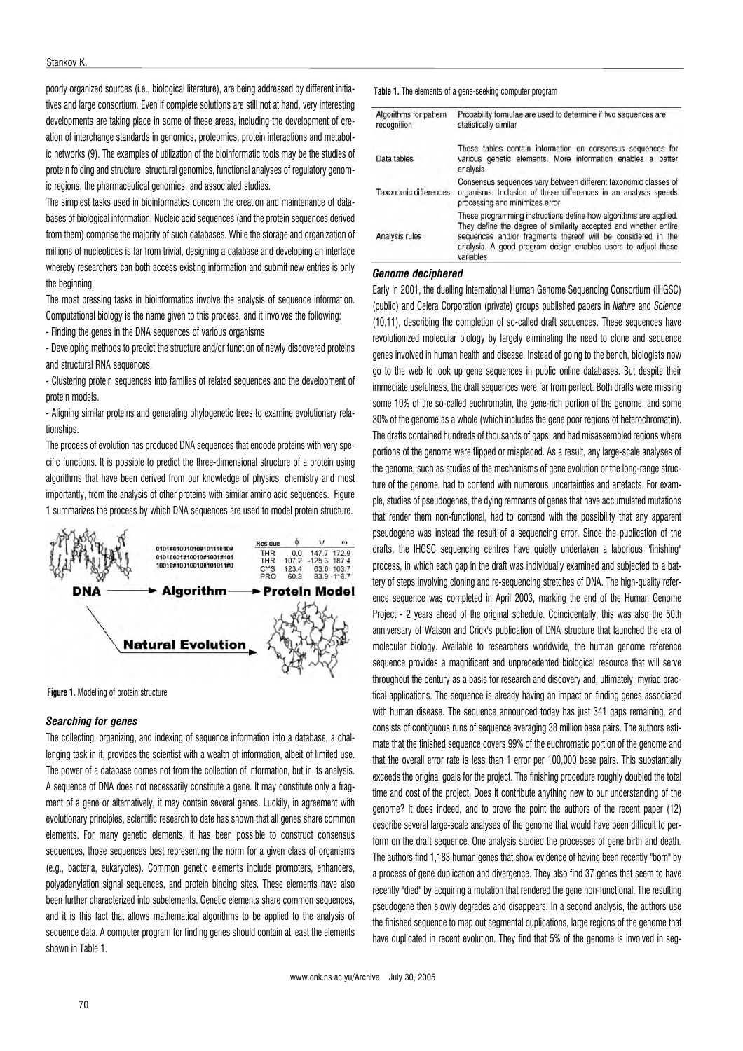poorly organized sources (i.e., biological literature), are being addressed by different initiatives and large consortium. Even if complete solutions are still not at hand, very interesting developments are taking place in some of these areas, including the development of creation of interchange standards in genomics, proteomics, protein interactions and metabolic networks (9). The examples of utilization of the bioinformatic tools may be the studies of protein folding and structure, structural genomics, functional analyses of regulatory genomic regions, the pharmaceutical genomics, and associated studies.

The simplest tasks used in bioinformatics concern the creation and maintenance of databases of biological information. Nucleic acid sequences (and the protein sequences derived from them) comprise the majority of such databases. While the storage and organization of millions of nucleotides is far from trivial, designing a database and developing an interface whereby researchers can both access existing information and submit new entries is only the beginning.

The most pressing tasks in bioinformatics involve the analysis of sequence information. Computational biology is the name given to this process, and it involves the following:

- Finding the genes in the DNA sequences of various organisms
- Developing methods to predict the structure and/or function of newly discovered proteins and structural RNA sequences.
- Clustering protein sequences into families of related sequences and the development of protein models.
- Aligning similar proteins and generating phylogenetic trees to examine evolutionary relationships.

The process of evolution has produced DNA sequences that encode proteins with very specific functions. It is possible to predict the three-dimensional structure of a protein using algorithms that have been derived from our knowledge of physics, chemistry and most importantly, from the analysis of other proteins with similar amino acid sequences. Figure 1 summarizes the process by which DNA sequences are used to model protein structure.

**Figure 1.** Modelling of protein structure

### *Searching for genes*

The collecting, organizing, and indexing of sequence information into a database, a challenging task in it, provides the scientist with a wealth of information, albeit of limited use. The power of a database comes not from the collection of information, but in its analysis. A sequence of DNA does not necessarily constitute a gene. It may constitute only a fragment of a gene or alternatively, it may contain several genes. Luckily, in agreement with evolutionary principles, scientific research to date has shown that all genes share common elements. For many genetic elements, it has been possible to construct consensus sequences, those sequences best representing the norm for a given class of organisms (e.g., bacteria, eukaryotes). Common genetic elements include promoters, enhancers, polyadenylation signal sequences, and protein binding sites. These elements have also been further characterized into subelements. Genetic elements share common sequences, and it is this fact that allows mathematical algorithms to be applied to the analysis of sequence data. A computer program for finding genes should contain at least the elements shown in Table 1.

**Table 1.** The elements of a gene-seeking computer program

| | |
|---|---|
| Algorithms for pattern recognition | Probability formulae are used to determine if two sequences are statistically similar |
| Data tables | These tables contain information on consensus sequences for various genetic elements. More information enables a better analysis |
| Taxonomic differences | Consensus sequences vary between different taxonomic classes of organisms. Inclusion of these differences in an analysis speeds processing and minimizes error |
| Analysis rules | These programming instructions define how algorithms are applied. They define the degree of similarity accepted and whether entire sequences and/or fragments thereof will be considered in the analysis. A good program design enables users to adjust these variables |

### *Genome deciphered*

Early in 2001, the duelling International Human Genome Sequencing Consortium (IHGSC) (public) and Celera Corporation (private) groups published papers in *Nature* and *Science* (10,11), describing the completion of so-called draft sequences. These sequences have revolutionized molecular biology by largely eliminating the need to clone and sequence genes involved in human health and disease. Instead of going to the bench, biologists now go to the web to look up gene sequences in public online databases. But despite their immediate usefulness, the draft sequences were far from perfect. Both drafts were missing some 10% of the so-called euchromatin, the gene-rich portion of the genome, and some 30% of the genome as a whole (which includes the gene poor regions of heterochromatin). The drafts contained hundreds of thousands of gaps, and had misassembled regions where portions of the genome were flipped or misplaced. As a result, any large-scale analyses of the genome, such as studies of the mechanisms of gene evolution or the long-range structure of the genome, had to contend with numerous uncertainties and artefacts. For example, studies of pseudogenes, the dying remnants of genes that have accumulated mutations that render them non-functional, had to contend with the possibility that any apparent pseudogene was instead the result of a sequencing error. Since the publication of the drafts, the IHGSC sequencing centres have quietly undertaken a laborious "finishing" process, in which each gap in the draft was individually examined and subjected to a battery of steps involving cloning and re-sequencing stretches of DNA. The high-quality reference sequence was completed in April 2003, marking the end of the Human Genome Project - 2 years ahead of the original schedule. Coincidentally, this was also the 50th anniversary of Watson and Crick's publication of DNA structure that launched the era of molecular biology. Available to researchers worldwide, the human genome reference sequence provides a magnificent and unprecedented biological resource that will serve throughout the century as a basis for research and discovery and, ultimately, myriad practical applications. The sequence is already having an impact on finding genes associated with human disease. The sequence announced today has just 341 gaps remaining, and consists of contiguous runs of sequence averaging 38 million base pairs. The authors estimate that the finished sequence covers 99% of the euchromatic portion of the genome and that the overall error rate is less than 1 error per 100,000 base pairs. This substantially exceeds the original goals for the project. The finishing procedure roughly doubled the total time and cost of the project. Does it contribute anything new to our understanding of the genome? It does indeed, and to prove the point the authors of the recent paper (12) describe several large-scale analyses of the genome that would have been difficult to perform on the draft sequence. One analysis studied the processes of gene birth and death. The authors find 1,183 human genes that show evidence of having been recently "born" by a process of gene duplication and divergence. They also find 37 genes that seem to have recently "died" by acquiring a mutation that rendered the gene non-functional. The resulting pseudogene then slowly degrades and disappears. In a second analysis, the authors use the finished sequence to map out segmental duplications, large regions of the genome that have duplicated in recent evolution. They find that 5% of the genome is involved in seg-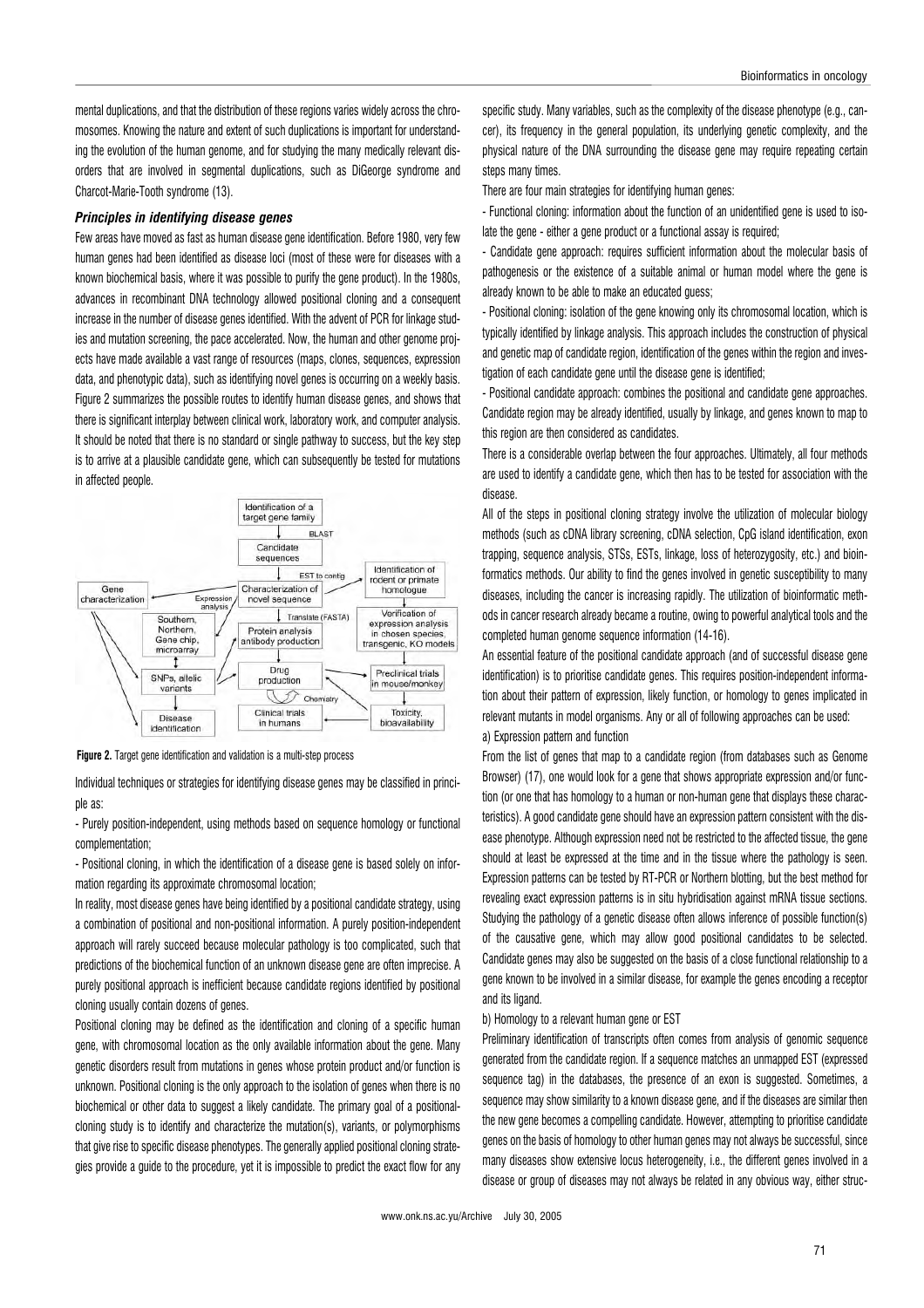mental duplications, and that the distribution of these regions varies widely across the chromosomes. Knowing the nature and extent of such duplications is important for understanding the evolution of the human genome, and for studying the many medically relevant disorders that are involved in segmental duplications, such as DiGeorge syndrome and Charcot-Marie-Tooth syndrome (13).

### *Principles in identifying disease genes*

Few areas have moved as fast as human disease gene identification. Before 1980, very few human genes had been identified as disease loci (most of these were for diseases with a known biochemical basis, where it was possible to purify the gene product). In the 1980s, advances in recombinant DNA technology allowed positional cloning and a consequent increase in the number of disease genes identified. With the advent of PCR for linkage studies and mutation screening, the pace accelerated. Now, the human and other genome projects have made available a vast range of resources (maps, clones, sequences, expression data, and phenotypic data), such as identifying novel genes is occurring on a weekly basis. Figure 2 summarizes the possible routes to identify human disease genes, and shows that there is significant interplay between clinical work, laboratory work, and computer analysis. It should be noted that there is no standard or single pathway to success, but the key step is to arrive at a plausible candidate gene, which can subsequently be tested for mutations in affected people.

**Figure 2.** Target gene identification and validation is a multi-step process

Individual techniques or strategies for identifying disease genes may be classified in principle as:

- Purely position-independent, using methods based on sequence homology or functional complementation;

- Positional cloning, in which the identification of a disease gene is based solely on information regarding its approximate chromosomal location;

In reality, most disease genes have being identified by a positional candidate strategy, using a combination of positional and non-positional information. A purely position-independent approach will rarely succeed because molecular pathology is too complicated, such that predictions of the biochemical function of an unknown disease gene are often imprecise. A purely positional approach is inefficient because candidate regions identified by positional cloning usually contain dozens of genes.

Positional cloning may be defined as the identification and cloning of a specific human gene, with chromosomal location as the only available information about the gene. Many genetic disorders result from mutations in genes whose protein product and/or function is unknown. Positional cloning is the only approach to the isolation of genes when there is no biochemical or other data to suggest a likely candidate. The primary goal of a positional-cloning study is to identify and characterize the mutation(s), variants, or polymorphisms that give rise to specific disease phenotypes. The generally applied positional cloning strategies provide a guide to the procedure, yet it is impossible to predict the exact flow for any specific study. Many variables, such as the complexity of the disease phenotype (e.g., cancer), its frequency in the general population, its underlying genetic complexity, and the physical nature of the DNA surrounding the disease gene may require repeating certain steps many times.

There are four main strategies for identifying human genes:

- Functional cloning: information about the function of an unidentified gene is used to isolate the gene - either a gene product or a functional assay is required;

- Candidate gene approach: requires sufficient information about the molecular basis of pathogenesis or the existence of a suitable animal or human model where the gene is already known to be able to make an educated guess;

- Positional cloning: isolation of the gene knowing only its chromosomal location, which is typically identified by linkage analysis. This approach includes the construction of physical and genetic map of candidate region, identification of the genes within the region and investigation of each candidate gene until the disease gene is identified;

- Positional candidate approach: combines the positional and candidate gene approaches. Candidate region may be already identified, usually by linkage, and genes known to map to this region are then considered as candidates.

There is a considerable overlap between the four approaches. Ultimately, all four methods are used to identify a candidate gene, which then has to be tested for association with the disease.

All of the steps in positional cloning strategy involve the utilization of molecular biology methods (such as cDNA library screening, cDNA selection, CpG island identification, exon trapping, sequence analysis, STSs, ESTs, linkage, loss of heterozygosity, etc.) and bioinformatics methods. Our ability to find the genes involved in genetic susceptibility to many diseases, including the cancer is increasing rapidly. The utilization of bioinformatic methods in cancer research already became a routine, owing to powerful analytical tools and the completed human genome sequence information (14-16).

An essential feature of the positional candidate approach (and of successful disease gene identification) is to prioritise candidate genes. This requires position-independent information about their pattern of expression, likely function, or homology to genes implicated in relevant mutants in model organisms. Any or all of following approaches can be used:

a) Expression pattern and function

From the list of genes that map to a candidate region (from databases such as Genome Browser) (17), one would look for a gene that shows appropriate expression and/or function (or one that has homology to a human or non-human gene that displays these characteristics). A good candidate gene should have an expression pattern consistent with the disease phenotype. Although expression need not be restricted to the affected tissue, the gene should at least be expressed at the time and in the tissue where the pathology is seen. Expression patterns can be tested by RT-PCR or Northern blotting, but the best method for revealing exact expression patterns is in situ hybridisation against mRNA tissue sections. Studying the pathology of a genetic disease often allows inference of possible function(s) of the causative gene, which may allow good positional candidates to be selected. Candidate genes may also be suggested on the basis of a close functional relationship to a gene known to be involved in a similar disease, for example the genes encoding a receptor and its ligand.

b) Homology to a relevant human gene or EST

Preliminary identification of transcripts often comes from analysis of genomic sequence generated from the candidate region. If a sequence matches an unmapped EST (expressed sequence tag) in the databases, the presence of an exon is suggested. Sometimes, a sequence may show similarity to a known disease gene, and if the diseases are similar then the new gene becomes a compelling candidate. However, attempting to prioritise candidate genes on the basis of homology to other human genes may not always be successful, since many diseases show extensive locus heterogeneity, i.e., the different genes involved in a disease or group of diseases may not always be related in any obvious way, either struc-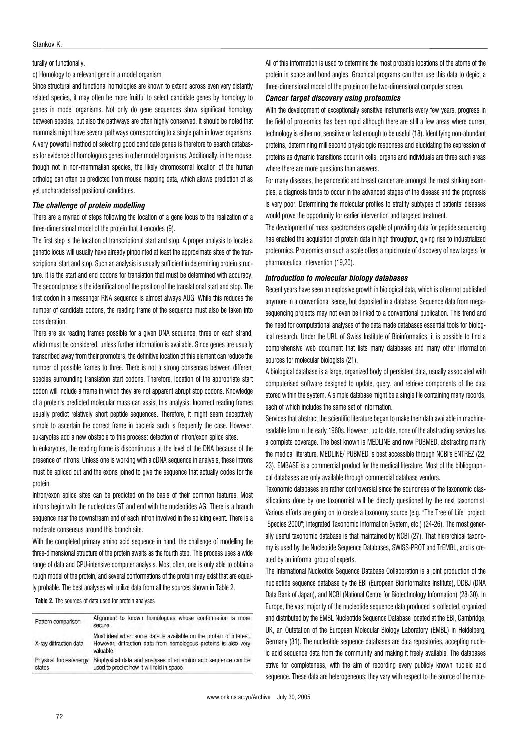turally or functionally.

c) Homology to a relevant gene in a model organism

Since structural and functional homologies are known to extend across even very distantly related species, it may often be more fruitful to select candidate genes by homology to genes in model organisms. Not only do gene sequences show significant homology between species, but also the pathways are often highly conserved. It should be noted that mammals might have several pathways corresponding to a single path in lower organisms. A very powerful method of selecting good candidate genes is therefore to search databases for evidence of homologous genes in other model organisms. Additionally, in the mouse, though not in non-mammalian species, the likely chromosomal location of the human ortholog can often be predicted from mouse mapping data, which allows prediction of as yet uncharacterised positional candidates.

### *The challenge of protein modelling*

There are a myriad of steps following the location of a gene locus to the realization of a three-dimensional model of the protein that it encodes (9).

The first step is the location of transcriptional start and stop. A proper analysis to locate a genetic locus will usually have already pinpointed at least the approximate sites of the transcriptional start and stop. Such an analysis is usually sufficient in determining protein structure. It is the start and end codons for translation that must be determined with accuracy.

The second phase is the identification of the position of the translational start and stop. The first codon in a messenger RNA sequence is almost always AUG. While this reduces the number of candidate codons, the reading frame of the sequence must also be taken into consideration.

There are six reading frames possible for a given DNA sequence, three on each strand, which must be considered, unless further information is available. Since genes are usually transcribed away from their promoters, the definitive location of this element can reduce the number of possible frames to three. There is not a strong consensus between different species surrounding translation start codons. Therefore, location of the appropriate start codon will include a frame in which they are not apparent abrupt stop codons. Knowledge of a protein's predicted molecular mass can assist this analysis. Incorrect reading frames usually predict relatively short peptide sequences. Therefore, it might seem deceptively simple to ascertain the correct frame in bacteria such is frequently the case. However, eukaryotes add a new obstacle to this process: detection of intron/exon splice sites.

In eukaryotes, the reading frame is discontinuous at the level of the DNA because of the presence of introns. Unless one is working with a cDNA sequence in analysis, these introns must be spliced out and the exons joined to give the sequence that actually codes for the protein.

Intron/exon splice sites can be predicted on the basis of their common features. Most introns begin with the nucleotides GT and end with the nucleotides AG. There is a branch sequence near the downstream end of each intron involved in the splicing event. There is a moderate consensus around this branch site.

With the completed primary amino acid sequence in hand, the challenge of modelling the three-dimensional structure of the protein awaits as the fourth step. This process uses a wide range of data and CPU-intensive computer analysis. Most often, one is only able to obtain a rough model of the protein, and several conformations of the protein may exist that are equally probable. The best analyses will utilize data from all the sources shown in Table 2.

**Table 2.** The sources of data used for protein analyses

| | |
|---|---|
| Pattern comparison | Alignment to known homologues whose conformation is more secure |
| X-ray diffraction data | Most ideal when some data is available on the protein of interest. However, diffraction data from homologous proteins is also very valuable |
| Physical forces/energy states | Biophysical data and analyses of an amino acid sequence can be used to predict how it will fold in space |

All of this information is used to determine the most probable locations of the atoms of the protein in space and bond angles. Graphical programs can then use this data to depict a three-dimensional model of the protein on the two-dimensional computer screen.

### *Cancer target discovery using proteomics*

With the development of exceptionally sensitive instruments every few years, progress in the field of proteomics has been rapid although there are still a few areas where current technology is either not sensitive or fast enough to be useful (18). Identifying non-abundant proteins, determining millisecond physiologic responses and elucidating the expression of proteins as dynamic transitions occur in cells, organs and individuals are three such areas where there are more questions than answers.

For many diseases, the pancreatic and breast cancer are amongst the most striking examples, a diagnosis tends to occur in the advanced stages of the disease and the prognosis is very poor. Determining the molecular profiles to stratify subtypes of patients' diseases would prove the opportunity for earlier intervention and targeted treatment.

The development of mass spectrometers capable of providing data for peptide sequencing has enabled the acquisition of protein data in high throughput, giving rise to industrialized proteomics. Proteomics on such a scale offers a rapid route of discovery of new targets for pharmaceutical intervention (19,20).

### *Introduction to molecular biology databases*

Recent years have seen an explosive growth in biological data, which is often not published anymore in a conventional sense, but deposited in a database. Sequence data from mega-sequencing projects may not even be linked to a conventional publication. This trend and the need for computational analyses of the data made databases essential tools for biological research. Under the URL of Swiss Institute of Bioinformatics, it is possible to find a comprehensive web document that lists many databases and many other information sources for molecular biologists (21).

A biological database is a large, organized body of persistent data, usually associated with computerised software designed to update, query, and retrieve components of the data stored within the system. A simple database might be a single file containing many records, each of which includes the same set of information.

Services that abstract the scientific literature began to make their data available in machine-readable form in the early 1960s. However, up to date, none of the abstracting services has a complete coverage. The best known is MEDLINE and now PUBMED, abstracting mainly the medical literature. MEDLINE/ PUBMED is best accessible through NCBI's ENTREZ (22, 23). EMBASE is a commercial product for the medical literature. Most of the bibliographical databases are only available through commercial database vendors.

Taxonomic databases are rather controversial since the soundness of the taxonomic classifications done by one taxonomist will be directly questioned by the next taxonomist. Various efforts are going on to create a taxonomy source (e.g. "The Tree of Life" project; "Species 2000"; Integrated Taxonomic Information System, etc.) (24-26). The most generally useful taxonomic database is that maintained by NCBI (27). That hierarchical taxonomy is used by the Nucleotide Sequence Databases, SWISS-PROT and TrEMBL, and is created by an informal group of experts.

The International Nucleotide Sequence Database Collaboration is a joint production of the nucleotide sequence database by the EBI (European Bioinformatics Institute), DDBJ (DNA Data Bank of Japan), and NCBI (National Centre for Biotechnology Information) (28-30). In Europe, the vast majority of the nucleotide sequence data produced is collected, organized and distributed by the EMBL Nucleotide Sequence Database located at the EBI, Cambridge, UK, an Outstation of the European Molecular Biology Laboratory (EMBL) in Heidelberg, Germany (31). The nucleotide sequence databases are data repositories, accepting nucleic acid sequence data from the community and making it freely available. The databases strive for completeness, with the aim of recording every publicly known nucleic acid sequence. These data are heterogeneous; they vary with respect to the source of the mate-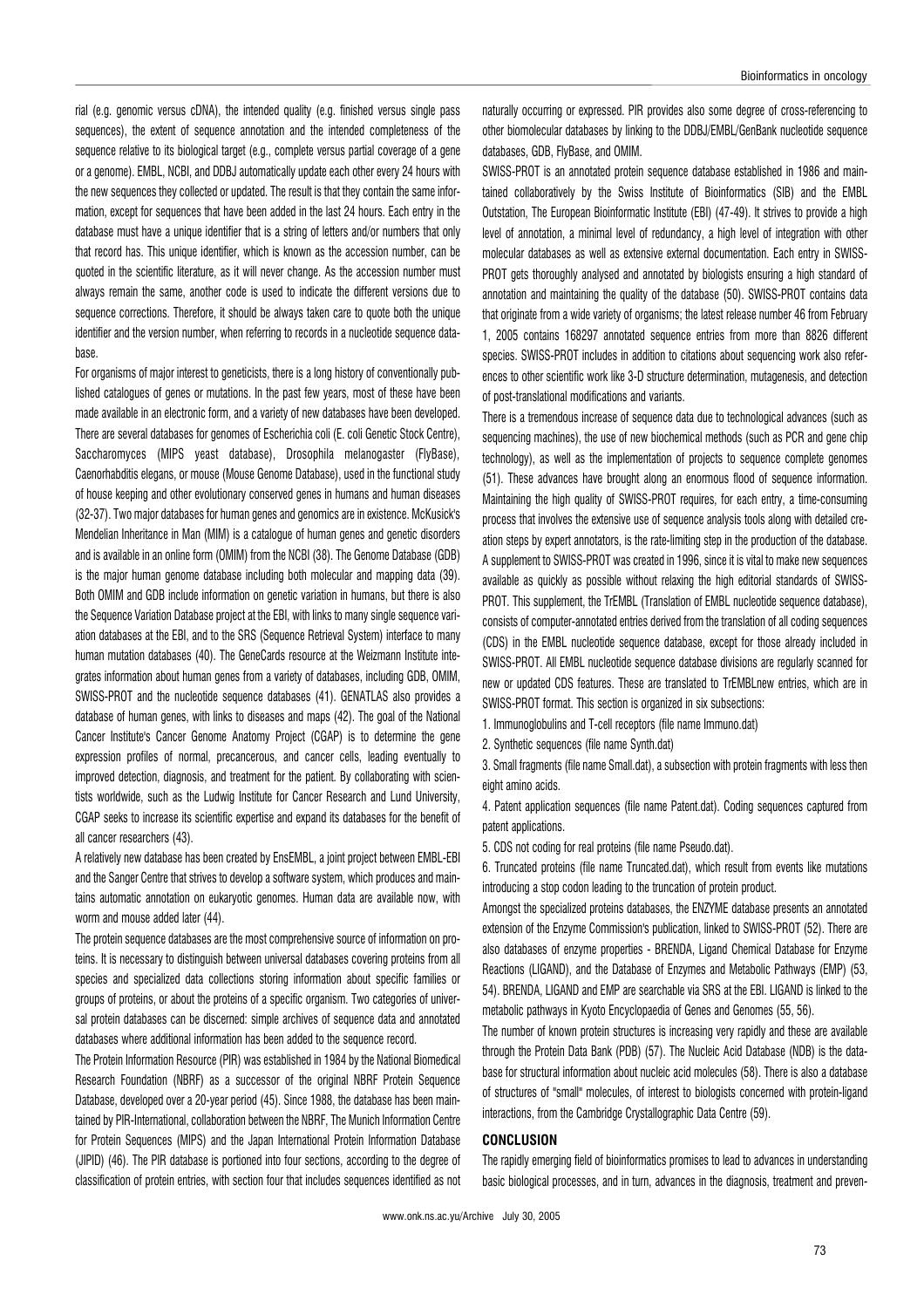rial (e.g. genomic versus cDNA), the intended quality (e.g. finished versus single pass sequences), the extent of sequence annotation and the intended completeness of the sequence relative to its biological target (e.g., complete versus partial coverage of a gene or a genome). EMBL, NCBI, and DDBJ automatically update each other every 24 hours with the new sequences they collected or updated. The result is that they contain the same information, except for sequences that have been added in the last 24 hours. Each entry in the database must have a unique identifier that is a string of letters and/or numbers that only that record has. This unique identifier, which is known as the accession number, can be quoted in the scientific literature, as it will never change. As the accession number must always remain the same, another code is used to indicate the different versions due to sequence corrections. Therefore, it should be always taken care to quote both the unique identifier and the version number, when referring to records in a nucleotide sequence database.

For organisms of major interest to geneticists, there is a long history of conventionally published catalogues of genes or mutations. In the past few years, most of these have been made available in an electronic form, and a variety of new databases have been developed. There are several databases for genomes of Escherichia coli (E. coli Genetic Stock Centre), Saccharomyces (MIPS yeast database), Drosophila melanogaster (FlyBase), Caenorhabditis elegans, or mouse (Mouse Genome Database), used in the functional study of house keeping and other evolutionary conserved genes in humans and human diseases (32-37). Two major databases for human genes and genomics are in existence. McKusick's Mendelian Inheritance in Man (MIM) is a catalogue of human genes and genetic disorders and is available in an online form (OMIM) from the NCBI (38). The Genome Database (GDB) is the major human genome database including both molecular and mapping data (39). Both OMIM and GDB include information on genetic variation in humans, but there is also the Sequence Variation Database project at the EBI, with links to many single sequence variation databases at the EBI, and to the SRS (Sequence Retrieval System) interface to many human mutation databases (40). The GeneCards resource at the Weizmann Institute integrates information about human genes from a variety of databases, including GDB, OMIM, SWISS-PROT and the nucleotide sequence databases (41). GENATLAS also provides a database of human genes, with links to diseases and maps (42). The goal of the National Cancer Institute's Cancer Genome Anatomy Project (CGAP) is to determine the gene expression profiles of normal, precancerous, and cancer cells, leading eventually to improved detection, diagnosis, and treatment for the patient. By collaborating with scientists worldwide, such as the Ludwig Institute for Cancer Research and Lund University, CGAP seeks to increase its scientific expertise and expand its databases for the benefit of all cancer researchers (43).

A relatively new database has been created by EnsEMBL, a joint project between EMBL-EBI and the Sanger Centre that strives to develop a software system, which produces and maintains automatic annotation on eukaryotic genomes. Human data are available now, with worm and mouse added later (44).

The protein sequence databases are the most comprehensive source of information on proteins. It is necessary to distinguish between universal databases covering proteins from all species and specialized data collections storing information about specific families or groups of proteins, or about the proteins of a specific organism. Two categories of universal protein databases can be discerned: simple archives of sequence data and annotated databases where additional information has been added to the sequence record.

The Protein Information Resource (PIR) was established in 1984 by the National Biomedical Research Foundation (NBRF) as a successor of the original NBRF Protein Sequence Database, developed over a 20-year period (45). Since 1988, the database has been maintained by PIR-International, collaboration between the NBRF, The Munich Information Centre for Protein Sequences (MIPS) and the Japan International Protein Information Database (JIPID) (46). The PIR database is portioned into four sections, according to the degree of classification of protein entries, with section four that includes sequences identified as not naturally occurring or expressed. PIR provides also some degree of cross-referencing to other biomolecular databases by linking to the DDBJ/EMBL/GenBank nucleotide sequence databases, GDB, FlyBase, and OMIM.

SWISS-PROT is an annotated protein sequence database established in 1986 and maintained collaboratively by the Swiss Institute of Bioinformatics (SIB) and the EMBL Outstation, The European Bioinformatic Institute (EBI) (47-49). It strives to provide a high level of annotation, a minimal level of redundancy, a high level of integration with other molecular databases as well as extensive external documentation. Each entry in SWISS-PROT gets thoroughly analysed and annotated by biologists ensuring a high standard of annotation and maintaining the quality of the database (50). SWISS-PROT contains data that originate from a wide variety of organisms; the latest release number 46 from February 1, 2005 contains 168297 annotated sequence entries from more than 8826 different species. SWISS-PROT includes in addition to citations about sequencing work also references to other scientific work like 3-D structure determination, mutagenesis, and detection of post-translational modifications and variants.

There is a tremendous increase of sequence data due to technological advances (such as sequencing machines), the use of new biochemical methods (such as PCR and gene chip technology), as well as the implementation of projects to sequence complete genomes (51). These advances have brought along an enormous flood of sequence information. Maintaining the high quality of SWISS-PROT requires, for each entry, a time-consuming process that involves the extensive use of sequence analysis tools along with detailed creation steps by expert annotators, is the rate-limiting step in the production of the database. A supplement to SWISS-PROT was created in 1996, since it is vital to make new sequences available as quickly as possible without relaxing the high editorial standards of SWISS-PROT. This supplement, the TrEMBL (Translation of EMBL nucleotide sequence database), consists of computer-annotated entries derived from the translation of all coding sequences (CDS) in the EMBL nucleotide sequence database, except for those already included in SWISS-PROT. All EMBL nucleotide sequence database divisions are regularly scanned for new or updated CDS features. These are translated to TrEMBLnew entries, which are in SWISS-PROT format. This section is organized in six subsections:

1. Immunoglobulins and T-cell receptors (file name Immuno.dat)
2. Synthetic sequences (file name Synth.dat)
3. Small fragments (file name Small.dat), a subsection with protein fragments with less then eight amino acids.
4. Patent application sequences (file name Patent.dat). Coding sequences captured from patent applications.
5. CDS not coding for real proteins (file name Pseudo.dat).
6. Truncated proteins (file name Truncated.dat), which result from events like mutations introducing a stop codon leading to the truncation of protein product.

Amongst the specialized proteins databases, the ENZYME database presents an annotated extension of the Enzyme Commission's publication, linked to SWISS-PROT (52). There are also databases of enzyme properties - BRENDA, Ligand Chemical Database for Enzyme Reactions (LIGAND), and the Database of Enzymes and Metabolic Pathways (EMP) (53, 54). BRENDA, LIGAND and EMP are searchable via SRS at the EBI. LIGAND is linked to the metabolic pathways in Kyoto Encyclopaedia of Genes and Genomes (55, 56).

The number of known protein structures is increasing very rapidly and these are available through the Protein Data Bank (PDB) (57). The Nucleic Acid Database (NDB) is the database for structural information about nucleic acid molecules (58). There is also a database of structures of "small" molecules, of interest to biologists concerned with protein-ligand interactions, from the Cambridge Crystallographic Data Centre (59).

## CONCLUSION

The rapidly emerging field of bioinformatics promises to lead to advances in understanding basic biological processes, and in turn, advances in the diagnosis, treatment and preven-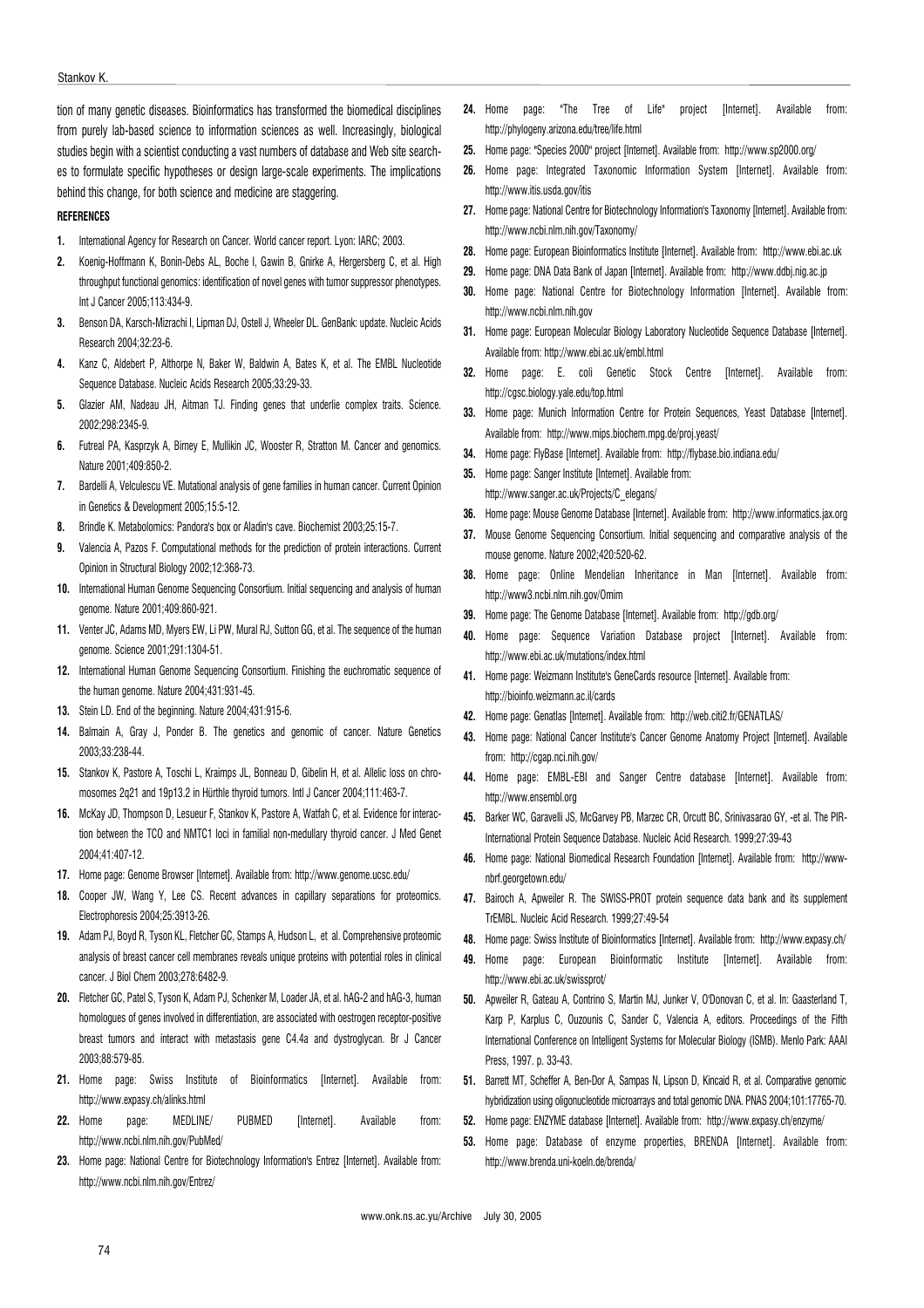tion of many genetic diseases. Bioinformatics has transformed the biomedical disciplines from purely lab-based science to information sciences as well. Increasingly, biological studies begin with a scientist conducting a vast numbers of database and Web site searches to formulate specific hypotheses or design large-scale experiments. The implications behind this change, for both science and medicine are staggering.

**REFERENCES**

1. International Agency for Research on Cancer. World cancer report. Lyon: IARC; 2003.
2. Koenig-Hoffmann K, Bonin-Debs AL, Boche I, Gawin B, Gnirke A, Hergersberg C, et al. High throughput functional genomics: identification of novel genes with tumor suppressor phenotypes. Int J Cancer 2005;113:434-9.
3. Benson DA, Karsch-Mizrachi I, Lipman DJ, Ostell J, Wheeler DL. GenBank: update. Nucleic Acids Research 2004;32:23-6.
4. Kanz C, Aldebert P, Althorpe N, Baker W, Baldwin A, Bates K, et al. The EMBL Nucleotide Sequence Database. Nucleic Acids Research 2005;33:29-33.
5. Glazier AM, Nadeau JH, Aitman TJ. Finding genes that underlie complex traits. Science. 2002;298:2345-9.
6. Futreal PA, Kasprzyk A, Birney E, Mullikin JC, Wooster R, Stratton M. Cancer and genomics. Nature 2001;409:850-2.
7. Bardelli A, Velculescu VE. Mutational analysis of gene families in human cancer. Current Opinion in Genetics & Development 2005;15:5-12.
8. Brindle K. Metabolomics: Pandora's box or Aladin's cave. Biochemist 2003;25:15-7.
9. Valencia A, Pazos F. Computational methods for the prediction of protein interactions. Current Opinion in Structural Biology 2002;12:368-73.
10. International Human Genome Sequencing Consortium. Initial sequencing and analysis of human genome. Nature 2001;409:860-921.
11. Venter JC, Adams MD, Myers EW, Li PW, Mural RJ, Sutton GG, et al. The sequence of the human genome. Science 2001;291:1304-51.
12. International Human Genome Sequencing Consortium. Finishing the euchromatic sequence of the human genome. Nature 2004;431:931-45.
13. Stein LD. End of the beginning. Nature 2004;431:915-6.
14. Balmain A, Gray J, Ponder B. The genetics and genomic of cancer. Nature Genetics 2003;33:238-44.
15. Stankov K, Pastore A, Toschi L, Kraimps JL, Bonneau D, Gibelin H, et al. Allelic loss on chromosomes 2q21 and 19p13.2 in Hürthle thyroid tumors. Intl J Cancer 2004;111:463-7.
16. McKay JD, Thompson D, Lesueur F, Stankov K, Pastore A, Watfah C, et al. Evidence for interaction between the TCO and NMTC1 loci in familial non-medullary thyroid cancer. J Med Genet 2004;41:407-12.
17. Home page: Genome Browser [Internet]. Available from: http://www.genome.ucsc.edu/
18. Cooper JW, Wang Y, Lee CS. Recent advances in capillary separations for proteomics. Electrophoresis 2004;25:3913-26.
19. Adam PJ, Boyd R, Tyson KL, Fletcher GC, Stamps A, Hudson L, et al. Comprehensive proteomic analysis of breast cancer cell membranes reveals unique proteins with potential roles in clinical cancer. J Biol Chem 2003;278:6482-9.
20. Fletcher GC, Patel S, Tyson K, Adam PJ, Schenker M, Loader JA, et al. hAG-2 and hAG-3, human homologues of genes involved in differentiation, are associated with oestrogen receptor-positive breast tumors and interact with metastasis gene C4.4a and dystroglycan. Br J Cancer 2003;88:579-85.
21. Home page: Swiss Institute of Bioinformatics [Internet]. Available from: http://www.expasy.ch/alinks.html
22. Home page: MEDLINE/ PUBMED [Internet]. Available from: http://www.ncbi.nlm.nih.gov/PubMed/
23. Home page: National Centre for Biotechnology Information's Entrez [Internet]. Available from: http://www.ncbi.nlm.nih.gov/Entrez/
24. Home page: "The Tree of Life" project [Internet]. Available from: http://phylogeny.arizona.edu/tree/life.html
25. Home page: "Species 2000" project [Internet]. Available from: http://www.sp2000.org/
26. Home page: Integrated Taxonomic Information System [Internet]. Available from: http://www.itis.usda.gov/itis
27. Home page: National Centre for Biotechnology Information's Taxonomy [Internet]. Available from: http://www.ncbi.nlm.nih.gov/Taxonomy/
28. Home page: European Bioinformatics Institute [Internet]. Available from: http://www.ebi.ac.uk
29. Home page: DNA Data Bank of Japan [Internet]. Available from: http://www.ddbj.nig.ac.jp
30. Home page: National Centre for Biotechnology Information [Internet]. Available from: http://www.ncbi.nlm.nih.gov
31. Home page: European Molecular Biology Laboratory Nucleotide Sequence Database [Internet]. Available from: http://www.ebi.ac.uk/embl.html
32. Home page: E. coli Genetic Stock Centre [Internet]. Available from: http://cgsc.biology.yale.edu/top.html
33. Home page: Munich Information Centre for Protein Sequences, Yeast Database [Internet]. Available from: http://www.mips.biochem.mpg.de/proj.yeast/
34. Home page: FlyBase [Internet]. Available from: http://flybase.bio.indiana.edu/
35. Home page: Sanger Institute [Internet]. Available from: http://www.sanger.ac.uk/Projects/C_elegans/
36. Home page: Mouse Genome Database [Internet]. Available from: http://www.informatics.jax.org
37. Mouse Genome Sequencing Consortium. Initial sequencing and comparative analysis of the mouse genome. Nature 2002;420:520-62.
38. Home page: Online Mendelian Inheritance in Man [Internet]. Available from: http://www3.ncbi.nlm.nih.gov/Omim
39. Home page: The Genome Database [Internet]. Available from: http://gdb.org/
40. Home page: Sequence Variation Database project [Internet]. Available from: http://www.ebi.ac.uk/mutations/index.html
41. Home page: Weizmann Institute's GeneCards resource [Internet]. Available from: http://bioinfo.weizmann.ac.il/cards
42. Home page: Genatlas [Internet]. Available from: http://web.citi2.fr/GENATLAS/
43. Home page: National Cancer Institute's Cancer Genome Anatomy Project [Internet]. Available from: http://cgap.nci.nih.gov/
44. Home page: EMBL-EBI and Sanger Centre database [Internet]. Available from: http://www.ensembl.org
45. Barker WC, Garavelli JS, McGarvey PB, Marzec CR, Orcutt BC, Srinivasarao GY, -et al. The PIR-International Protein Sequence Database. Nucleic Acid Research. 1999;27:39-43
46. Home page: National Biomedical Research Foundation [Internet]. Available from: http://www-nbrf.georgetown.edu/
47. Bairoch A, Apweiler R. The SWISS-PROT protein sequence data bank and its supplement TrEMBL. Nucleic Acid Research. 1999;27:49-54
48. Home page: Swiss Institute of Bioinformatics [Internet]. Available from: http://www.expasy.ch/
49. Home page: European Bioinformatic Institute [Internet]. Available from: http://www.ebi.ac.uk/swissprot/
50. Apweiler R, Gateau A, Contrino S, Martin MJ, Junker V, O'Donovan C, et al. In: Gaasterland T, Karp P, Karplus C, Ouzounis C, Sander C, Valencia A, editors. Proceedings of the Fifth International Conference on Intelligent Systems for Molecular Biology (ISMB). Menlo Park: AAAI Press, 1997. p. 33-43.
51. Barrett MT, Scheffer A, Ben-Dor A, Sampas N, Lipson D, Kincaid R, et al. Comparative genomic hybridization using oligonucleotide microarrays and total genomic DNA. PNAS 2004;101:17765-70.
52. Home page: ENZYME database [Internet]. Available from: http://www.expasy.ch/enzyme/
53. Home page: Database of enzyme properties, BRENDA [Internet]. Available from: http://www.brenda.uni-koeln.de/brenda/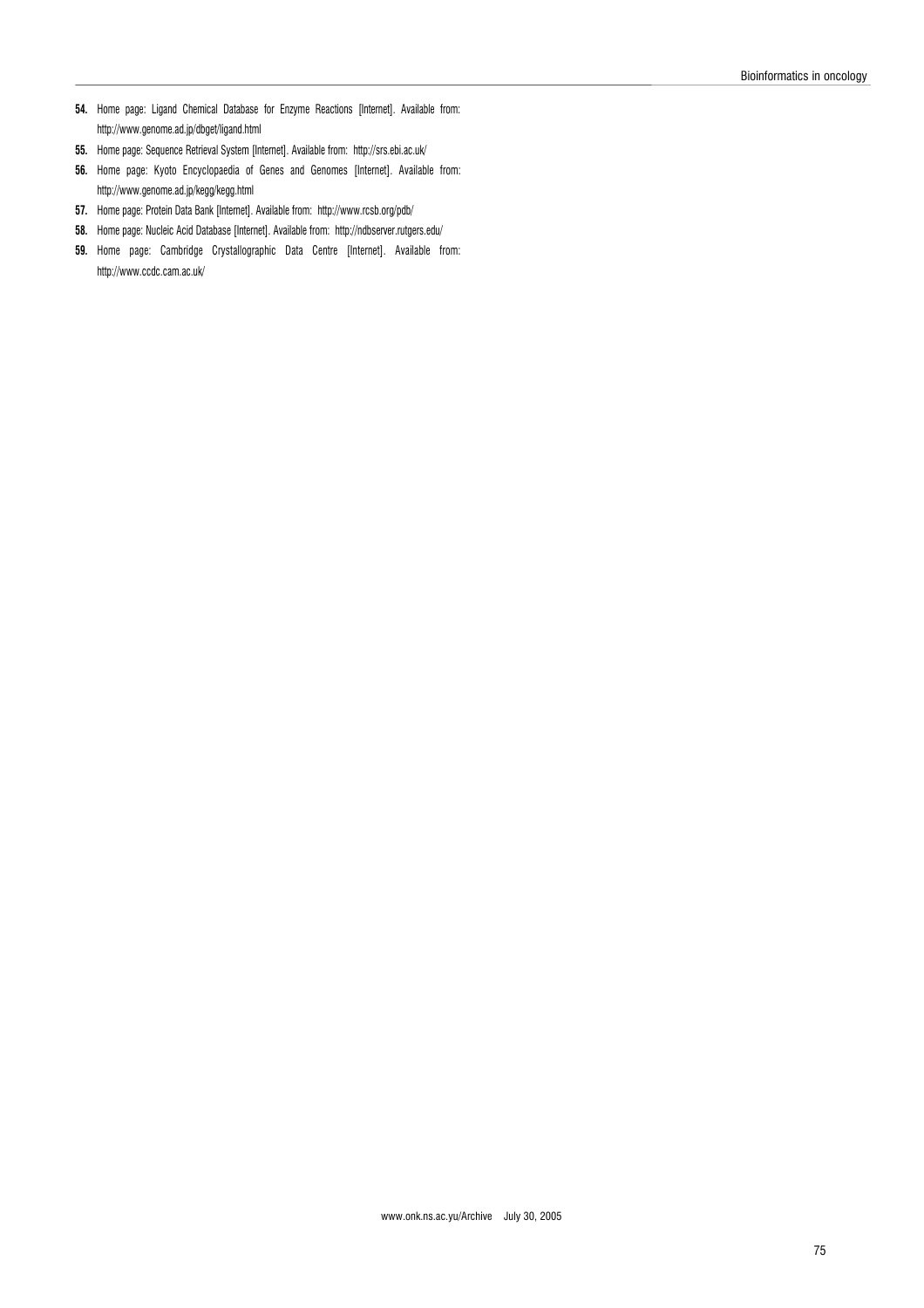54. Home page: Ligand Chemical Database for Enzyme Reactions [Internet]. Available from: http://www.genome.ad.jp/dbget/ligand.html
55. Home page: Sequence Retrieval System [Internet]. Available from: http://srs.ebi.ac.uk/
56. Home page: Kyoto Encyclopaedia of Genes and Genomes [Internet]. Available from: http://www.genome.ad.jp/kegg/kegg.html
57. Home page: Protein Data Bank [Internet]. Available from: http://www.rcsb.org/pdb/
58. Home page: Nucleic Acid Database [Internet]. Available from: http://ndbserver.rutgers.edu/
59. Home page: Cambridge Crystallographic Data Centre [Internet]. Available from: http://www.ccdc.cam.ac.uk/